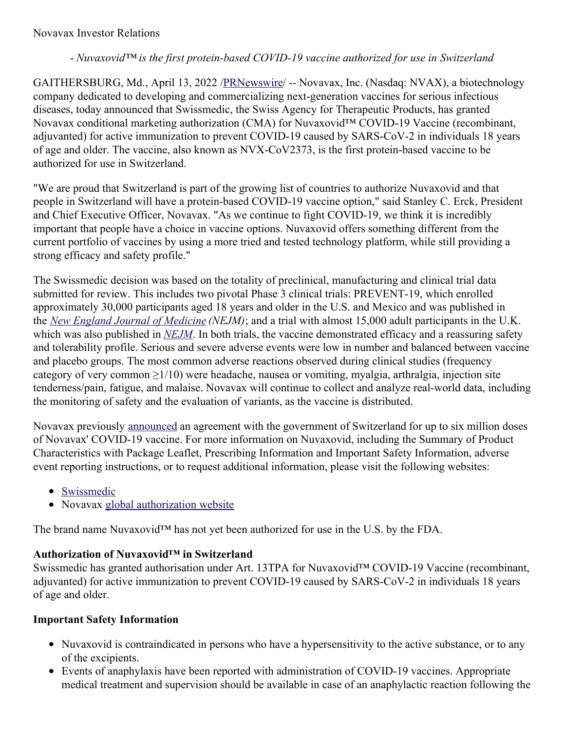Novavax Investor Relations

*- Nuvaxovid™ is the first protein-based COVID-19 vaccine authorized for use in Switzerland*

GAITHERSBURG, Md., April 13, 2022 /PRNewswire/ -- Novavax, Inc. (Nasdaq: NVAX), a biotechnology company dedicated to developing and commercializing next-generation vaccines for serious infectious diseases, today announced that Swissmedic, the Swiss Agency for Therapeutic Products, has granted Novavax conditional marketing authorization (CMA) for Nuvaxovid™ COVID-19 Vaccine (recombinant, adjuvanted) for active immunization to prevent COVID-19 caused by SARS-CoV-2 in individuals 18 years of age and older. The vaccine, also known as NVX-CoV2373, is the first protein-based vaccine to be authorized for use in Switzerland.

"We are proud that Switzerland is part of the growing list of countries to authorize Nuvaxovid and that people in Switzerland will have a protein-based COVID-19 vaccine option," said Stanley C. Erck, President and Chief Executive Officer, Novavax. "As we continue to fight COVID-19, we think it is incredibly important that people have a choice in vaccine options. Nuvaxovid offers something different from the current portfolio of vaccines by using a more tried and tested technology platform, while still providing a strong efficacy and safety profile."

The Swissmedic decision was based on the totality of preclinical, manufacturing and clinical trial data submitted for review. This includes two pivotal Phase 3 clinical trials: PREVENT-19, which enrolled approximately 30,000 participants aged 18 years and older in the U.S. and Mexico and was published in the *New England Journal of Medicine (NEJM)*; and a trial with almost 15,000 adult participants in the U.K. which was also published in *NEJM*. In both trials, the vaccine demonstrated efficacy and a reassuring safety and tolerability profile. Serious and severe adverse events were low in number and balanced between vaccine and placebo groups. The most common adverse reactions observed during clinical studies (frequency category of very common ≥1/10) were headache, nausea or vomiting, myalgia, arthralgia, injection site tenderness/pain, fatigue, and malaise. Novavax will continue to collect and analyze real-world data, including the monitoring of safety and the evaluation of variants, as the vaccine is distributed.

Novavax previously announced an agreement with the government of Switzerland for up to six million doses of Novavax' COVID-19 vaccine. For more information on Nuvaxovid, including the Summary of Product Characteristics with Package Leaflet, Prescribing Information and Important Safety Information, adverse event reporting instructions, or to request additional information, please visit the following websites:

- Swissmedic
- Novavax global authorization website

The brand name Nuvaxovid™ has not yet been authorized for use in the U.S. by the FDA.

**Authorization of Nuvaxovid™ in Switzerland**

Swissmedic has granted authorisation under Art. 13TPA for Nuvaxovid™ COVID-19 Vaccine (recombinant, adjuvanted) for active immunization to prevent COVID-19 caused by SARS-CoV-2 in individuals 18 years of age and older.

**Important Safety Information**

- Nuvaxovid is contraindicated in persons who have a hypersensitivity to the active substance, or to any of the excipients.
- Events of anaphylaxis have been reported with administration of COVID-19 vaccines. Appropriate medical treatment and supervision should be available in case of an anaphylactic reaction following the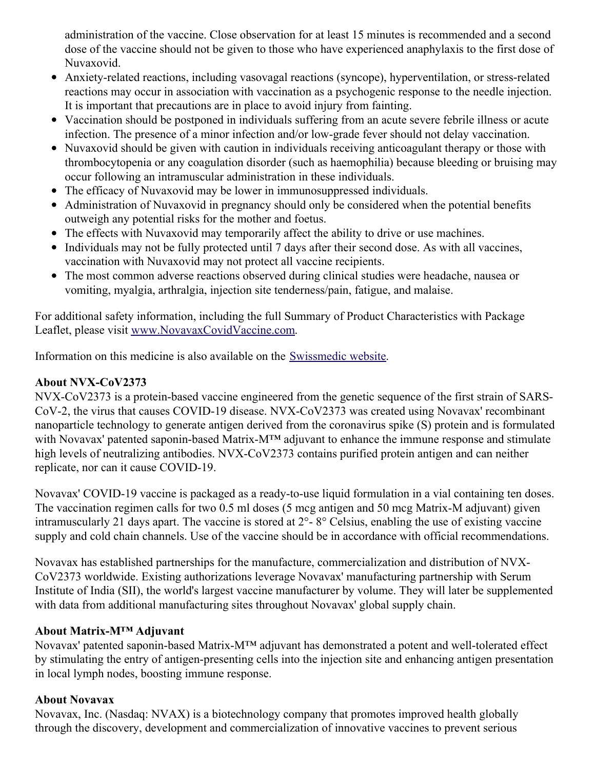administration of the vaccine. Close observation for at least 15 minutes is recommended and a second dose of the vaccine should not be given to those who have experienced anaphylaxis to the first dose of Nuvaxovid.

- Anxiety-related reactions, including vasovagal reactions (syncope), hyperventilation, or stress-related reactions may occur in association with vaccination as a psychogenic response to the needle injection. It is important that precautions are in place to avoid injury from fainting.
- Vaccination should be postponed in individuals suffering from an acute severe febrile illness or acute infection. The presence of a minor infection and/or low-grade fever should not delay vaccination.
- Nuvaxovid should be given with caution in individuals receiving anticoagulant therapy or those with thrombocytopenia or any coagulation disorder (such as haemophilia) because bleeding or bruising may occur following an intramuscular administration in these individuals.
- The efficacy of Nuvaxovid may be lower in immunosuppressed individuals.
- Administration of Nuvaxovid in pregnancy should only be considered when the potential benefits outweigh any potential risks for the mother and foetus.
- The effects with Nuvaxovid may temporarily affect the ability to drive or use machines.
- Individuals may not be fully protected until 7 days after their second dose. As with all vaccines, vaccination with Nuvaxovid may not protect all vaccine recipients.
- The most common adverse reactions observed during clinical studies were headache, nausea or vomiting, myalgia, arthralgia, injection site tenderness/pain, fatigue, and malaise.

For additional safety information, including the full Summary of Product Characteristics with Package Leaflet, please visit www.NovavaxCovidVaccine.com.

Information on this medicine is also available on the Swissmedic website.

**About NVX-CoV2373**

NVX-CoV2373 is a protein-based vaccine engineered from the genetic sequence of the first strain of SARS-CoV-2, the virus that causes COVID-19 disease. NVX-CoV2373 was created using Novavax' recombinant nanoparticle technology to generate antigen derived from the coronavirus spike (S) protein and is formulated with Novavax' patented saponin-based Matrix-M™ adjuvant to enhance the immune response and stimulate high levels of neutralizing antibodies. NVX-CoV2373 contains purified protein antigen and can neither replicate, nor can it cause COVID-19.

Novavax' COVID-19 vaccine is packaged as a ready-to-use liquid formulation in a vial containing ten doses. The vaccination regimen calls for two 0.5 ml doses (5 mcg antigen and 50 mcg Matrix-M adjuvant) given intramuscularly 21 days apart. The vaccine is stored at 2°- 8° Celsius, enabling the use of existing vaccine supply and cold chain channels. Use of the vaccine should be in accordance with official recommendations.

Novavax has established partnerships for the manufacture, commercialization and distribution of NVX-CoV2373 worldwide. Existing authorizations leverage Novavax' manufacturing partnership with Serum Institute of India (SII), the world's largest vaccine manufacturer by volume. They will later be supplemented with data from additional manufacturing sites throughout Novavax' global supply chain.

**About Matrix-M™ Adjuvant**

Novavax' patented saponin-based Matrix-M™ adjuvant has demonstrated a potent and well-tolerated effect by stimulating the entry of antigen-presenting cells into the injection site and enhancing antigen presentation in local lymph nodes, boosting immune response.

**About Novavax**

Novavax, Inc. (Nasdaq: NVAX) is a biotechnology company that promotes improved health globally through the discovery, development and commercialization of innovative vaccines to prevent serious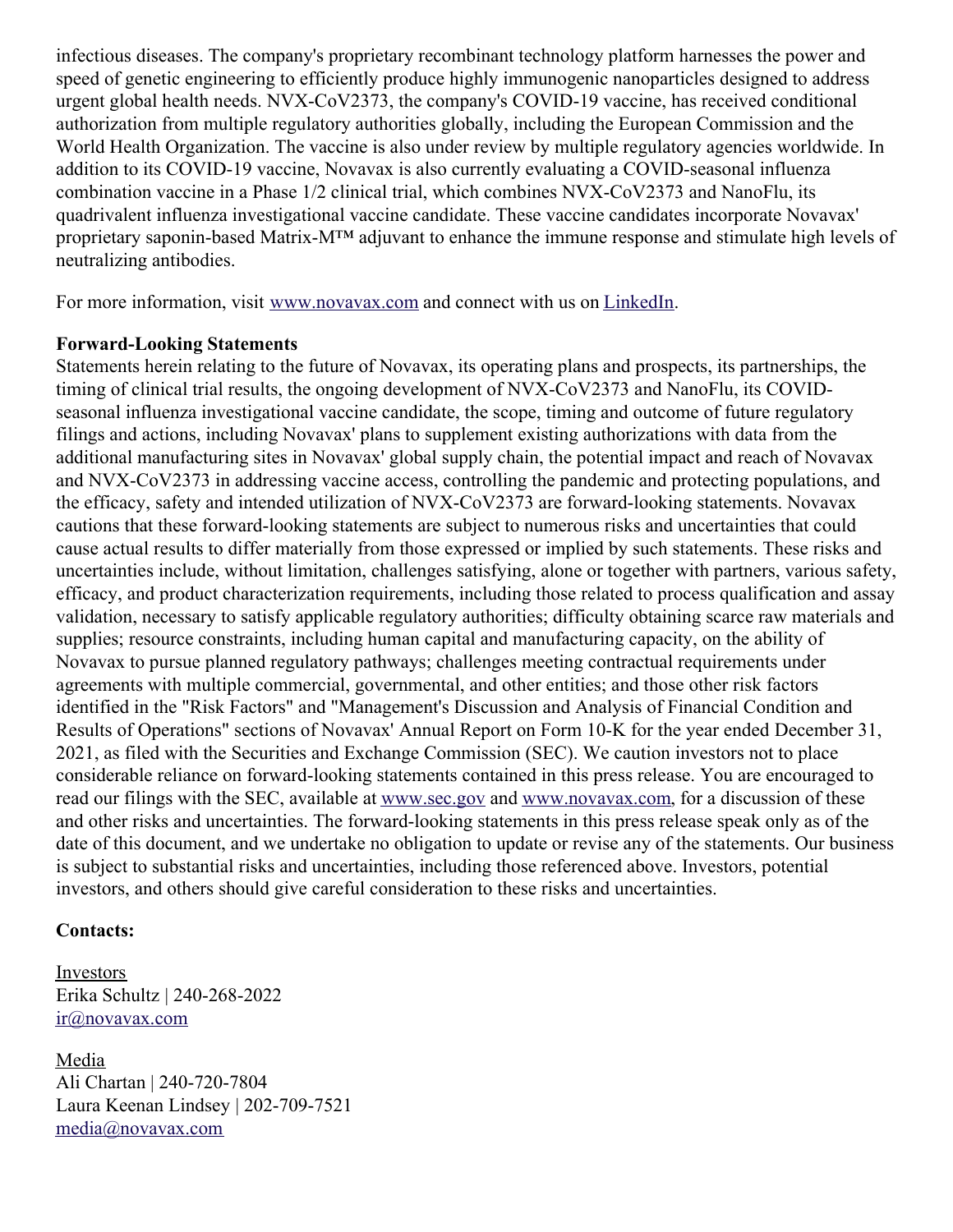infectious diseases. The company's proprietary recombinant technology platform harnesses the power and speed of genetic engineering to efficiently produce highly immunogenic nanoparticles designed to address urgent global health needs. NVX-CoV2373, the company's COVID-19 vaccine, has received conditional authorization from multiple regulatory authorities globally, including the European Commission and the World Health Organization. The vaccine is also under review by multiple regulatory agencies worldwide. In addition to its COVID-19 vaccine, Novavax is also currently evaluating a COVID-seasonal influenza combination vaccine in a Phase 1/2 clinical trial, which combines NVX-CoV2373 and NanoFlu, its quadrivalent influenza investigational vaccine candidate. These vaccine candidates incorporate Novavax' proprietary saponin-based Matrix-M™ adjuvant to enhance the immune response and stimulate high levels of neutralizing antibodies.

For more information, visit [www.novavax.com](http://www.novavax.com) and connect with us on [LinkedIn](https://www.linkedin.com).

**Forward-Looking Statements**

Statements herein relating to the future of Novavax, its operating plans and prospects, its partnerships, the timing of clinical trial results, the ongoing development of NVX-CoV2373 and NanoFlu, its COVID-seasonal influenza investigational vaccine candidate, the scope, timing and outcome of future regulatory filings and actions, including Novavax' plans to supplement existing authorizations with data from the additional manufacturing sites in Novavax' global supply chain, the potential impact and reach of Novavax and NVX-CoV2373 in addressing vaccine access, controlling the pandemic and protecting populations, and the efficacy, safety and intended utilization of NVX-CoV2373 are forward-looking statements. Novavax cautions that these forward-looking statements are subject to numerous risks and uncertainties that could cause actual results to differ materially from those expressed or implied by such statements. These risks and uncertainties include, without limitation, challenges satisfying, alone or together with partners, various safety, efficacy, and product characterization requirements, including those related to process qualification and assay validation, necessary to satisfy applicable regulatory authorities; difficulty obtaining scarce raw materials and supplies; resource constraints, including human capital and manufacturing capacity, on the ability of Novavax to pursue planned regulatory pathways; challenges meeting contractual requirements under agreements with multiple commercial, governmental, and other entities; and those other risk factors identified in the "Risk Factors" and "Management's Discussion and Analysis of Financial Condition and Results of Operations" sections of Novavax' Annual Report on Form 10-K for the year ended December 31, 2021, as filed with the Securities and Exchange Commission (SEC). We caution investors not to place considerable reliance on forward-looking statements contained in this press release. You are encouraged to read our filings with the SEC, available at [www.sec.gov](http://www.sec.gov) and [www.novavax.com](http://www.novavax.com), for a discussion of these and other risks and uncertainties. The forward-looking statements in this press release speak only as of the date of this document, and we undertake no obligation to update or revise any of the statements. Our business is subject to substantial risks and uncertainties, including those referenced above. Investors, potential investors, and others should give careful consideration to these risks and uncertainties.

**Contacts:**

Investors
Erika Schultz | 240-268-2022
[ir@novavax.com](mailto:ir@novavax.com)

Media
Ali Chartan | 240-720-7804
Laura Keenan Lindsey | 202-709-7521
[media@novavax.com](mailto:media@novavax.com)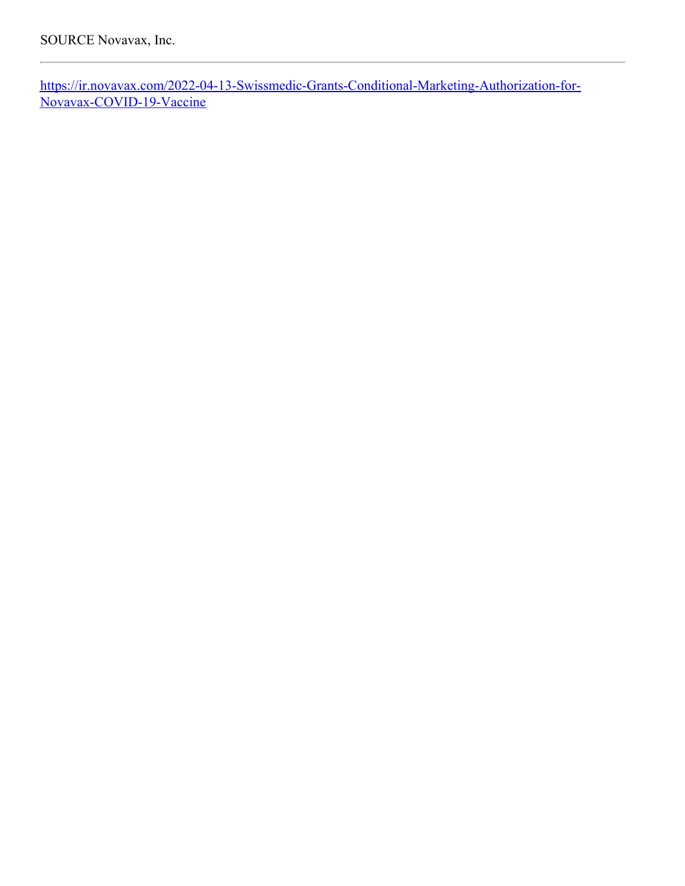SOURCE Novavax, Inc.

---

[https://ir.novavax.com/2022-04-13-Swissmedic-Grants-Conditional-Marketing-Authorization-for-Novavax-COVID-19-Vaccine](https://ir.novavax.com/2022-04-13-Swissmedic-Grants-Conditional-Marketing-Authorization-for-Novavax-COVID-19-Vaccine)